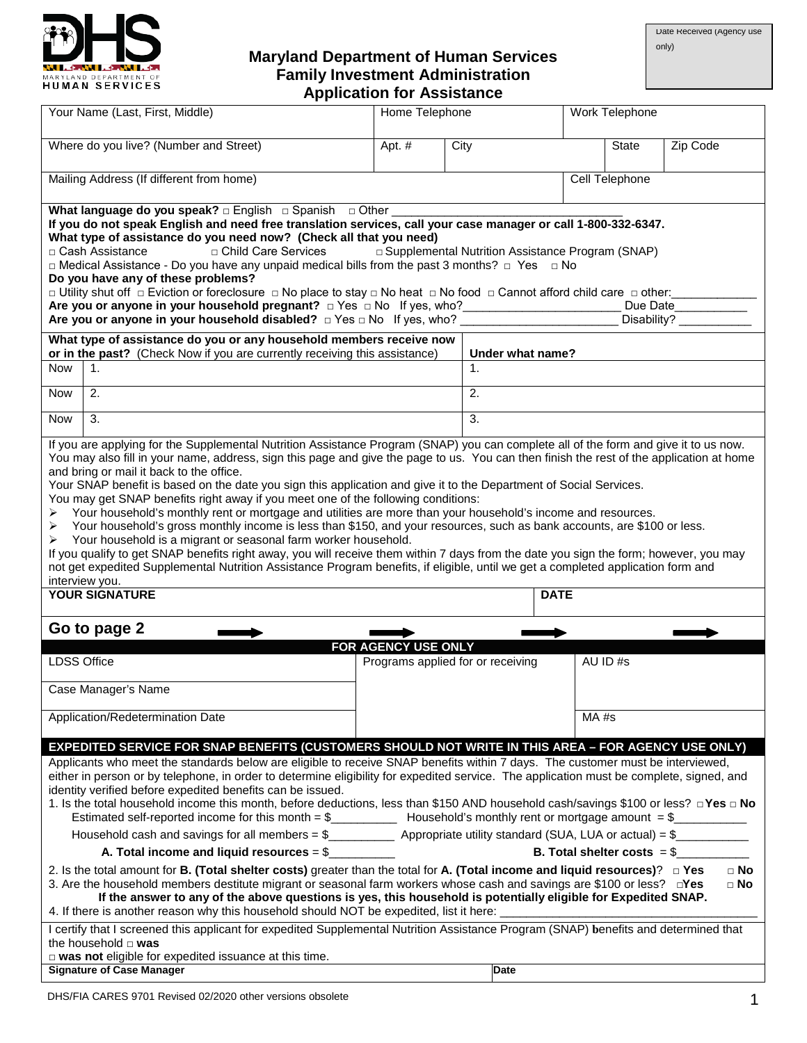Date Received (Agency use only)

# Maryland Department of Human Services
## Family Investment Administration
## Application for Assistance

| Your Name (Last, First, Middle) | Home Telephone | | Work Telephone | |
|---|---|---|---|---|
| Where do you live? (Number and Street) | Apt. # | City | State | Zip Code |
| Mailing Address (If different from home) | | | Cell Telephone | |

**What language do you speak?** □ English □ Spanish □ Other ___________________________________

**If you do not speak English and need free translation services, call your case manager or call 1-800-332-6347.**

**What type of assistance do you need now? (Check all that you need)**

□ Cash Assistance □ Child Care Services □ Supplemental Nutrition Assistance Program (SNAP)

□ Medical Assistance - Do you have any unpaid medical bills from the past 3 months? □ Yes □ No

**Do you have any of these problems?**

□ Utility shut off □ Eviction or foreclosure □ No place to stay □ No heat □ No food □ Cannot afford child care □ other:_____________

**Are you or anyone in your household pregnant?** □ Yes □ No If yes, who?________________________ Due Date___________

**Are you or anyone in your household disabled?** □ Yes □ No If yes, who? ________________________ Disability? ___________

| | **What type of assistance do you or any household members receive now or in the past?** (Check Now if you are currently receiving this assistance) | **Under what name?** |
|---|---|---|
| Now | 1. | 1. |
| Now | 2. | 2. |
| Now | 3. | 3. |

If you are applying for the Supplemental Nutrition Assistance Program (SNAP) you can complete all of the form and give it to us now. You may also fill in your name, address, sign this page and give the page to us. You can then finish the rest of the application at home and bring or mail it back to the office.

Your SNAP benefit is based on the date you sign this application and give it to the Department of Social Services.

You may get SNAP benefits right away if you meet one of the following conditions:

- Your household's monthly rent or mortgage and utilities are more than your household's income and resources.
- Your household's gross monthly income is less than $150, and your resources, such as bank accounts, are $100 or less.
- Your household is a migrant or seasonal farm worker household.

If you qualify to get SNAP benefits right away, you will receive them within 7 days from the date you sign the form; however, you may not get expedited Supplemental Nutrition Assistance Program benefits, if eligible, until we get a completed application form and interview you.

| **YOUR SIGNATURE** | **DATE** |
|---|---|

**Go to page 2** ➡

**FOR AGENCY USE ONLY**

| LDSS Office | Programs applied for or receiving | AU ID #s |
|---|---|---|
| Case Manager's Name | | |
| Application/Redetermination Date | | MA #s |

**EXPEDITED SERVICE FOR SNAP BENEFITS (CUSTOMERS SHOULD NOT WRITE IN THIS AREA – FOR AGENCY USE ONLY)**

Applicants who meet the standards below are eligible to receive SNAP benefits within 7 days. The customer must be interviewed, either in person or by telephone, in order to determine eligibility for expedited service. The application must be complete, signed, and identity verified before expedited benefits can be issued.

1. Is the total household income this month, before deductions, less than $150 AND household cash/savings $100 or less? □ **Yes** □ **No**

   Estimated self-reported income for this month = $__________ Household's monthly rent or mortgage amount = $___________

   Household cash and savings for all members = $__________ Appropriate utility standard (SUA, LUA or actual) = $___________

   **A. Total income and liquid resources** = $__________ **B. Total shelter costs** = $___________

2. Is the total amount for **B. (Total shelter costs)** greater than the total for **A. (Total income and liquid resources)**? □ **Yes** □ **No**
3. Are the household members destitute migrant or seasonal farm workers whose cash and savings are $100 or less? □**Yes** □ **No**

   **If the answer to any of the above questions is yes, this household is potentially eligible for Expedited SNAP.**

4. If there is another reason why this household should NOT be expedited, list it here: ______________________________________

I certify that I screened this applicant for expedited Supplemental Nutrition Assistance Program (SNAP) benefits and determined that the household □ **was**

□ **was not** eligible for expedited issuance at this time.

| **Signature of Case Manager** | **Date** |
|---|---|

DHS/FIA CARES 9701 Revised 02/2020 other versions obsolete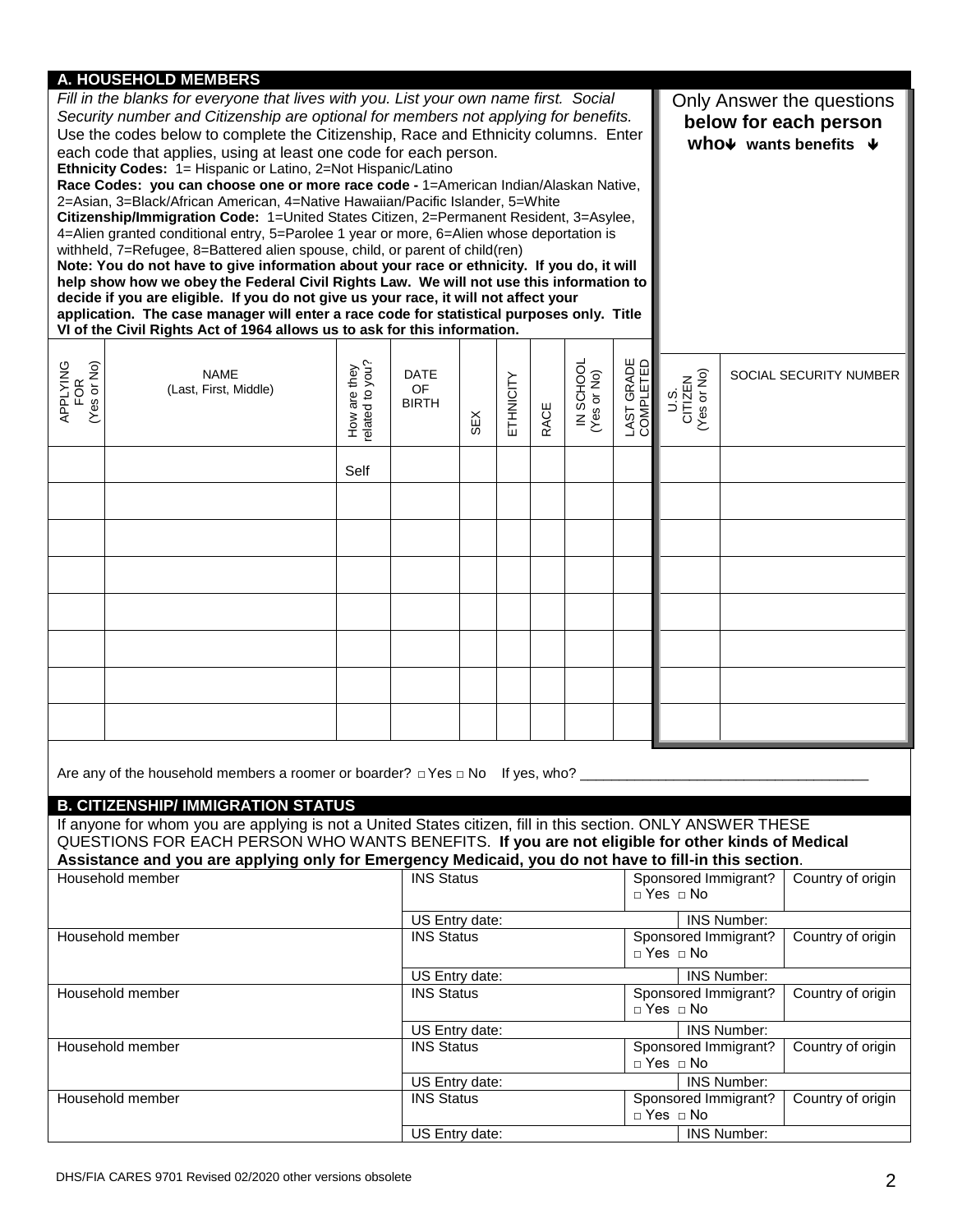## A. HOUSEHOLD MEMBERS

*Fill in the blanks for everyone that lives with you. List your own name first. Social Security number and Citizenship are optional for members not applying for benefits.* Use the codes below to complete the Citizenship, Race and Ethnicity columns. Enter each code that applies, using at least one code for each person.

**Ethnicity Codes:** 1= Hispanic or Latino, 2=Not Hispanic/Latino

**Race Codes: you can choose one or more race code -** 1=American Indian/Alaskan Native, 2=Asian, 3=Black/African American, 4=Native Hawaiian/Pacific Islander, 5=White

**Citizenship/Immigration Code:** 1=United States Citizen, 2=Permanent Resident, 3=Asylee, 4=Alien granted conditional entry, 5=Parolee 1 year or more, 6=Alien whose deportation is withheld, 7=Refugee, 8=Battered alien spouse, child, or parent of child(ren)

**Note: You do not have to give information about your race or ethnicity. If you do, it will help show how we obey the Federal Civil Rights Law. We will not use this information to decide if you are eligible. If you do not give us your race, it will not affect your application. The case manager will enter a race code for statistical purposes only. Title VI of the Civil Rights Act of 1964 allows us to ask for this information.**

Only Answer the questions **below for each person who↓ wants benefits ↓**

| APPLYING FOR (Yes or No) | NAME (Last, First, Middle) | How are they related to you? | DATE OF BIRTH | SEX | ETHNICITY | RACE | IN SCHOOL (Yes or No) | LAST GRADE COMPLETED | U.S. CITIZEN (Yes or No) | SOCIAL SECURITY NUMBER |
|---|---|---|---|---|---|---|---|---|---|---|
| | | Self | | | | | | | | |
| | | | | | | | | | | |
| | | | | | | | | | | |
| | | | | | | | | | | |
| | | | | | | | | | | |
| | | | | | | | | | | |
| | | | | | | | | | | |
| | | | | | | | | | | |

Are any of the household members a roomer or boarder? □ Yes □ No If yes, who? ____________________________________

## B. CITIZENSHIP/ IMMIGRATION STATUS

If anyone for whom you are applying is not a United States citizen, fill in this section. ONLY ANSWER THESE QUESTIONS FOR EACH PERSON WHO WANTS BENEFITS. **If you are not eligible for other kinds of Medical Assistance and you are applying only for Emergency Medicaid, you do not have to fill-in this section**.

| Household member | INS Status | Sponsored Immigrant? □ Yes □ No | Country of origin |
|---|---|---|---|
| | US Entry date: | INS Number: | |
| Household member | INS Status | Sponsored Immigrant? □ Yes □ No | Country of origin |
| | US Entry date: | INS Number: | |
| Household member | INS Status | Sponsored Immigrant? □ Yes □ No | Country of origin |
| | US Entry date: | INS Number: | |
| Household member | INS Status | Sponsored Immigrant? □ Yes □ No | Country of origin |
| | US Entry date: | INS Number: | |
| Household member | INS Status | Sponsored Immigrant? □ Yes □ No | Country of origin |
| | US Entry date: | INS Number: | |

DHS/FIA CARES 9701 Revised 02/2020 other versions obsolete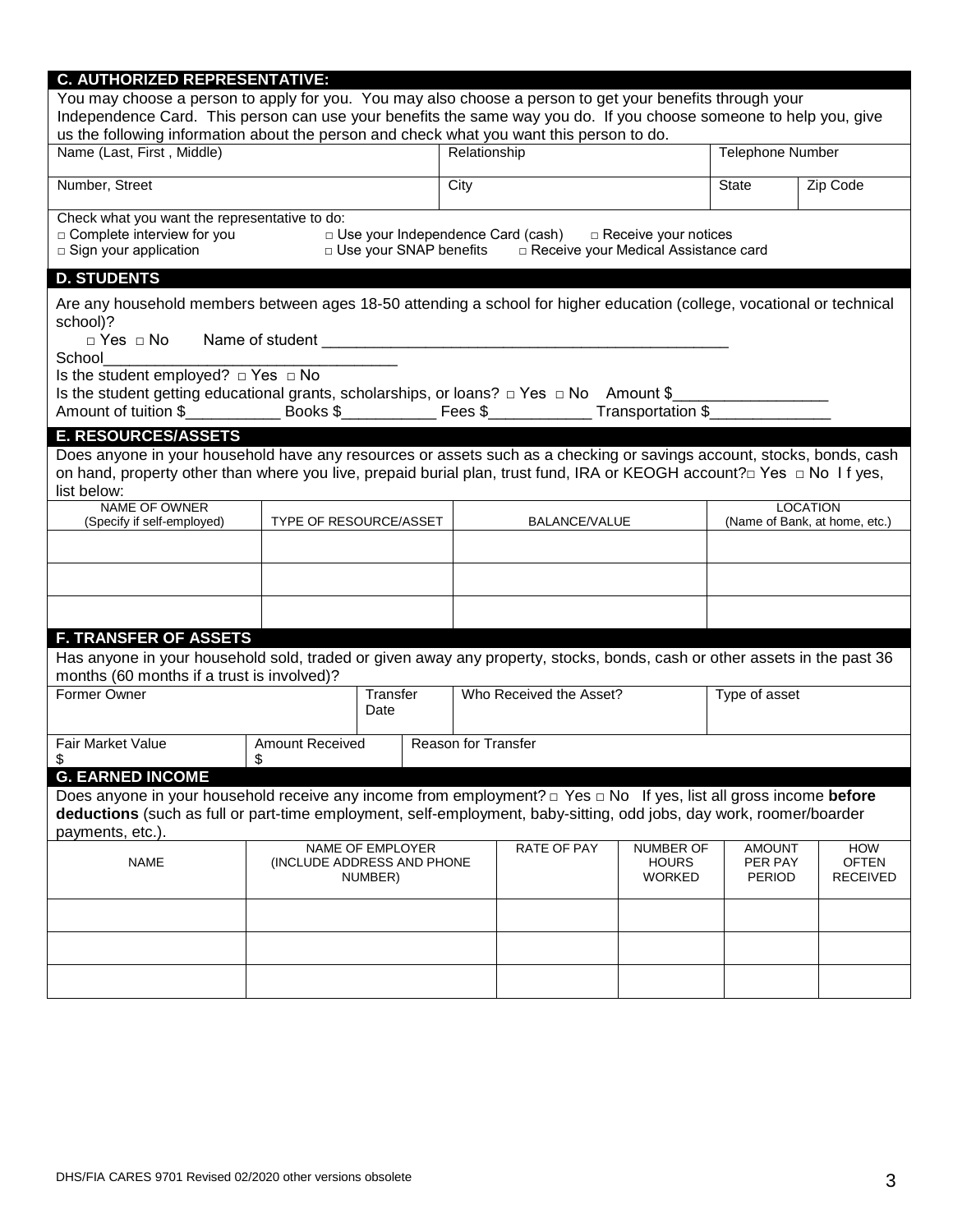## C. AUTHORIZED REPRESENTATIVE:

You may choose a person to apply for you. You may also choose a person to get your benefits through your Independence Card. This person can use your benefits the same way you do. If you choose someone to help you, give us the following information about the person and check what you want this person to do.

| Name (Last, First , Middle) | Relationship | Telephone Number | |
|---|---|---|---|
| Number, Street | City | State | Zip Code |

Check what you want the representative to do:

□ Complete interview for you □ Use your Independence Card (cash) □ Receive your notices
□ Sign your application □ Use your SNAP benefits □ Receive your Medical Assistance card

## D. STUDENTS

Are any household members between ages 18-50 attending a school for higher education (college, vocational or technical school)?

□ Yes □ No Name of student ______________________________________________

School_________________________________

Is the student employed? □ Yes □ No

Is the student getting educational grants, scholarships, or loans? □ Yes □ No Amount $_________________

Amount of tuition $___________ Books $___________ Fees $___________ Transportation $_____________

## E. RESOURCES/ASSETS

Does anyone in your household have any resources or assets such as a checking or savings account, stocks, bonds, cash on hand, property other than where you live, prepaid burial plan, trust fund, IRA or KEOGH account?□ Yes □ No I f yes, list below:

| NAME OF OWNER (Specify if self-employed) | TYPE OF RESOURCE/ASSET | BALANCE/VALUE | LOCATION (Name of Bank, at home, etc.) |
|---|---|---|---|
| | | | |
| | | | |
| | | | |

## F. TRANSFER OF ASSETS

Has anyone in your household sold, traded or given away any property, stocks, bonds, cash or other assets in the past 36 months (60 months if a trust is involved)?

| Former Owner | Transfer Date | Who Received the Asset? | Type of asset |
|---|---|---|---|
| Fair Market Value $ | Amount Received $ | Reason for Transfer | |

## G. EARNED INCOME

Does anyone in your household receive any income from employment? □ Yes □ No If yes, list all gross income **before deductions** (such as full or part-time employment, self-employment, baby-sitting, odd jobs, day work, roomer/boarder payments, etc.).

| NAME | NAME OF EMPLOYER (INCLUDE ADDRESS AND PHONE NUMBER) | RATE OF PAY | NUMBER OF HOURS WORKED | AMOUNT PER PAY PERIOD | HOW OFTEN RECEIVED |
|---|---|---|---|---|---|
| | | | | | |
| | | | | | |
| | | | | | |

DHS/FIA CARES 9701 Revised 02/2020 other versions obsolete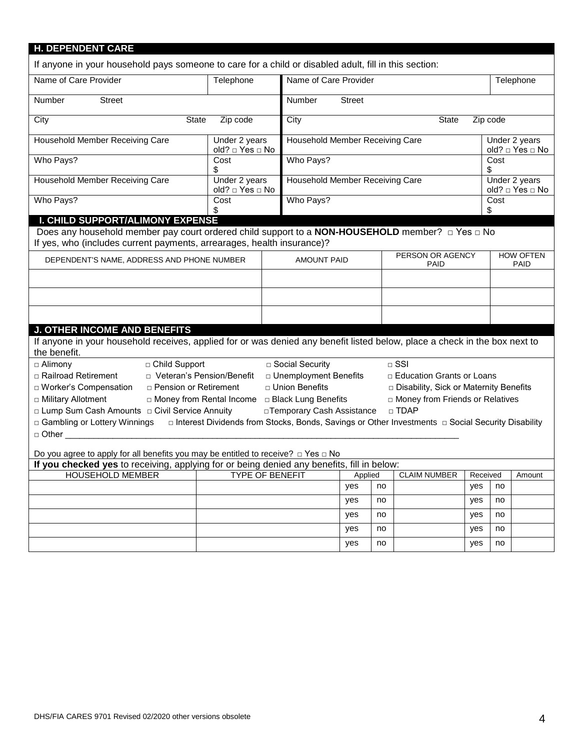## H. DEPENDENT CARE

If anyone in your household pays someone to care for a child or disabled adult, fill in this section:

| Name of Care Provider | Telephone | Name of Care Provider | Telephone |
|---|---|---|---|
| Number Street | | Number Street | |
| City State | Zip code | City State | Zip code |
| Household Member Receiving Care | Under 2 years old? □ Yes □ No | Household Member Receiving Care | Under 2 years old? □ Yes □ No |
| Who Pays? | Cost $ | Who Pays? | Cost $ |
| Household Member Receiving Care | Under 2 years old? □ Yes □ No | Household Member Receiving Care | Under 2 years old? □ Yes □ No |
| Who Pays? | Cost $ | Who Pays? | Cost $ |

## I. CHILD SUPPORT/ALIMONY EXPENSE

Does any household member pay court ordered child support to a **NON-HOUSEHOLD** member? □ Yes □ No
If yes, who (includes current payments, arrearages, health insurance)?

| DEPENDENT'S NAME, ADDRESS AND PHONE NUMBER | AMOUNT PAID | PERSON OR AGENCY PAID | HOW OFTEN PAID |
|---|---|---|---|
| | | | |
| | | | |
| | | | |

## J. OTHER INCOME AND BENEFITS

If anyone in your household receives, applied for or was denied any benefit listed below, place a check in the box next to the benefit.

□ Alimony □ Child Support □ Social Security □ SSI
□ Railroad Retirement □ Veteran's Pension/Benefit □ Unemployment Benefits □ Education Grants or Loans
□ Worker's Compensation □ Pension or Retirement □ Union Benefits □ Disability, Sick or Maternity Benefits
□ Military Allotment □ Money from Rental Income □ Black Lung Benefits □ Money from Friends or Relatives
□ Lump Sum Cash Amounts □ Civil Service Annuity □ Temporary Cash Assistance □ TDAP
□ Gambling or Lottery Winnings □ Interest Dividends from Stocks, Bonds, Savings or Other Investments □ Social Security Disability
□ Other ____________________________________________________________________________

Do you agree to apply for all benefits you may be entitled to receive? □ Yes □ No

**If you checked yes** to receiving, applying for or being denied any benefits, fill in below:

| HOUSEHOLD MEMBER | TYPE OF BENEFIT | Applied | | CLAIM NUMBER | Received | | Amount |
|---|---|---|---|---|---|---|---|
| | | yes | no | | yes | no | |
| | | yes | no | | yes | no | |
| | | yes | no | | yes | no | |
| | | yes | no | | yes | no | |
| | | yes | no | | yes | no | |

DHS/FIA CARES 9701 Revised 02/2020 other versions obsolete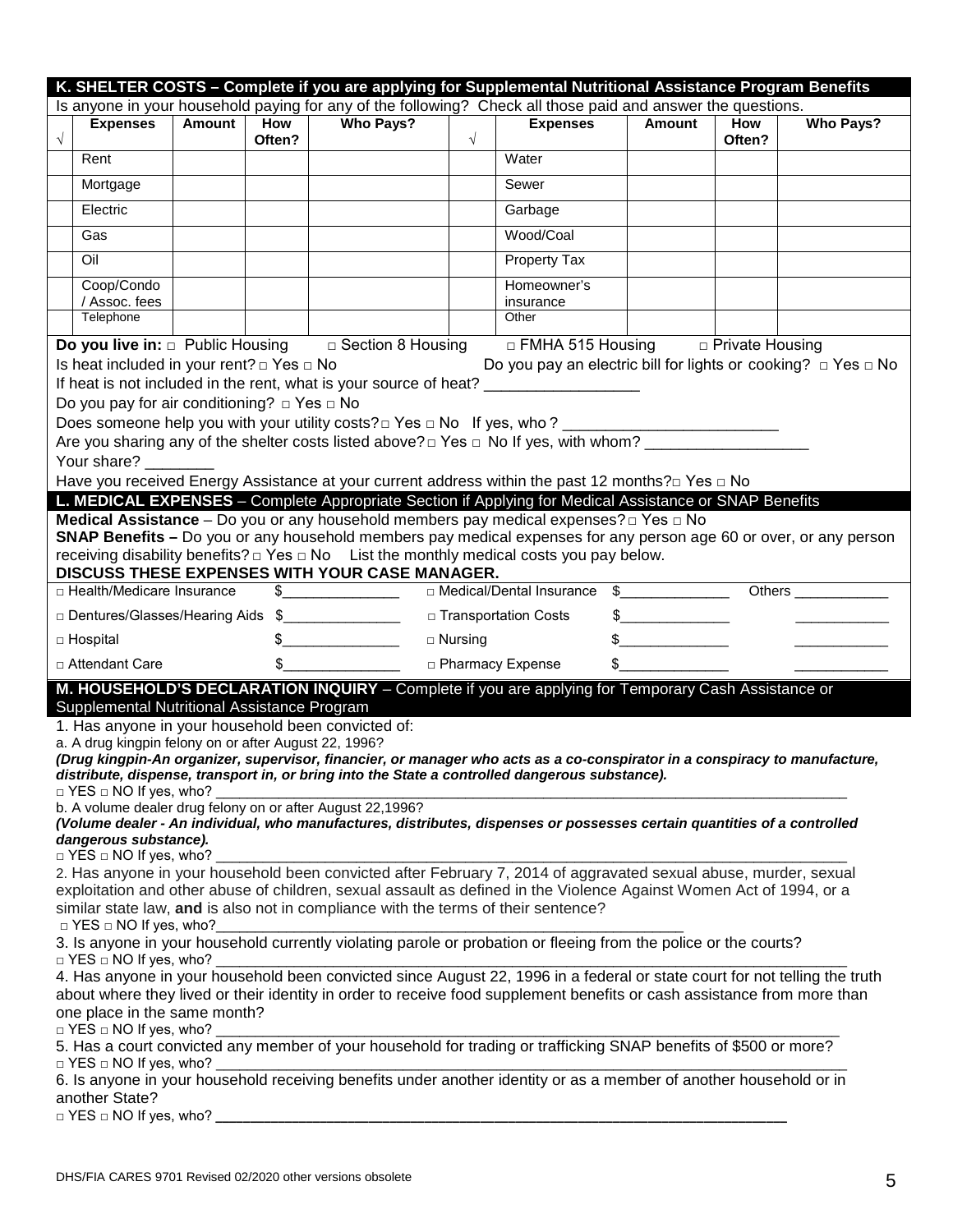## K. SHELTER COSTS – Complete if you are applying for Supplemental Nutritional Assistance Program Benefits

Is anyone in your household paying for any of the following? Check all those paid and answer the questions.

| √ | Expenses | Amount | How Often? | Who Pays? | √ | Expenses | Amount | How Often? | Who Pays? |
|---|---|---|---|---|---|---|---|---|---|
| | Rent | | | | | Water | | | |
| | Mortgage | | | | | Sewer | | | |
| | Electric | | | | | Garbage | | | |
| | Gas | | | | | Wood/Coal | | | |
| | Oil | | | | | Property Tax | | | |
| | Coop/Condo / Assoc. fees | | | | | Homeowner's insurance | | | |
| | Telephone | | | | | Other | | | |

**Do you live in:** □ Public Housing □ Section 8 Housing □ FMHA 515 Housing □ Private Housing

Is heat included in your rent? □ Yes □ No Do you pay an electric bill for lights or cooking? □ Yes □ No

If heat is not included in the rent, what is your source of heat? ___________________

Do you pay for air conditioning? □ Yes □ No

Does someone help you with your utility costs? □ Yes □ No If yes, who? ___________________________

Are you sharing any of the shelter costs listed above? □ Yes □ No If yes, with whom? ____________________

Your share? ________

Have you received Energy Assistance at your current address within the past 12 months? □ Yes □ No

## L. MEDICAL EXPENSES – Complete Appropriate Section if Applying for Medical Assistance or SNAP Benefits

**Medical Assistance** – Do you or any household members pay medical expenses? □ Yes □ No

**SNAP Benefits –** Do you or any household members pay medical expenses for any person age 60 or over, or any person receiving disability benefits? □ Yes □ No List the monthly medical costs you pay below.

**DISCUSS THESE EXPENSES WITH YOUR CASE MANAGER.**

| | | | | | |
|---|---|---|---|---|---|
| □ Health/Medicare Insurance | $_______________ | □ Medical/Dental Insurance | $______________ | Others ____________ | |
| □ Dentures/Glasses/Hearing Aids | $_______________ | □ Transportation Costs | $______________ | ____________ | |
| □ Hospital | $_______________ | □ Nursing | $______________ | ____________ | |
| □ Attendant Care | $_______________ | □ Pharmacy Expense | $______________ | ____________ | |

## M. HOUSEHOLD'S DECLARATION INQUIRY – Complete if you are applying for Temporary Cash Assistance or Supplemental Nutritional Assistance Program

1. Has anyone in your household been convicted of:

a. A drug kingpin felony on or after August 22, 1996?

***(Drug kingpin-An organizer, supervisor, financier, or manager who acts as a co-conspirator in a conspiracy to manufacture, distribute, dispense, transport in, or bring into the State a controlled dangerous substance).***

□ YES □ NO If yes, who? ___________________________________________________________________________

b. A volume dealer drug felony on or after August 22,1996?

***(Volume dealer - An individual, who manufactures, distributes, dispenses or possesses certain quantities of a controlled dangerous substance).***

□ YES □ NO If yes, who? ___________________________________________________________________________

2. Has anyone in your household been convicted after February 7, 2014 of aggravated sexual abuse, murder, sexual exploitation and other abuse of children, sexual assault as defined in the Violence Against Women Act of 1994, or a similar state law, **and** is also not in compliance with the terms of their sentence?

□ YES □ NO If yes, who?_____________________________________________________________

3. Is anyone in your household currently violating parole or probation or fleeing from the police or the courts?

□ YES □ NO If yes, who? ___________________________________________________________________________

4. Has anyone in your household been convicted since August 22, 1996 in a federal or state court for not telling the truth about where they lived or their identity in order to receive food supplement benefits or cash assistance from more than one place in the same month?

□ YES □ NO If yes, who? __________________________________________________________________________

5. Has a court convicted any member of your household for trading or trafficking SNAP benefits of $500 or more?

□ YES □ NO If yes, who? ___________________________________________________________________________

6. Is anyone in your household receiving benefits under another identity or as a member of another household or in another State?

□ YES □ NO If yes, who? ___________________________________________________________________

DHS/FIA CARES 9701 Revised 02/2020 other versions obsolete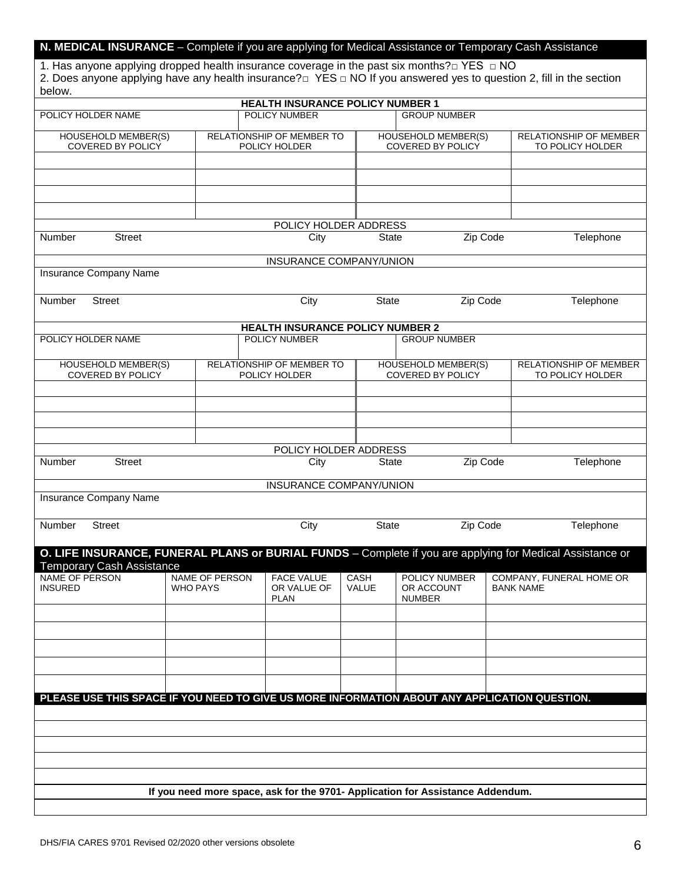## N. MEDICAL INSURANCE – Complete if you are applying for Medical Assistance or Temporary Cash Assistance

1. Has anyone applying dropped health insurance coverage in the past six months? □ YES □ NO
2. Does anyone applying have any health insurance? □ YES □ NO If you answered yes to question 2, fill in the section below.

**HEALTH INSURANCE POLICY NUMBER 1**

| POLICY HOLDER NAME | POLICY NUMBER | GROUP NUMBER |
|---|---|---|
| | | |

| HOUSEHOLD MEMBER(S) COVERED BY POLICY | RELATIONSHIP OF MEMBER TO POLICY HOLDER | HOUSEHOLD MEMBER(S) COVERED BY POLICY | RELATIONSHIP OF MEMBER TO POLICY HOLDER |
|---|---|---|---|
| | | | |
| | | | |
| | | | |
| | | | |

POLICY HOLDER ADDRESS

| Number | Street | City | State | Zip Code | Telephone |
|---|---|---|---|---|---|
| | | | | | |

INSURANCE COMPANY/UNION

Insurance Company Name

| Number | Street | City | State | Zip Code | Telephone |
|---|---|---|---|---|---|
| | | | | | |

**HEALTH INSURANCE POLICY NUMBER 2**

| POLICY HOLDER NAME | POLICY NUMBER | GROUP NUMBER |
|---|---|---|
| | | |

| HOUSEHOLD MEMBER(S) COVERED BY POLICY | RELATIONSHIP OF MEMBER TO POLICY HOLDER | HOUSEHOLD MEMBER(S) COVERED BY POLICY | RELATIONSHIP OF MEMBER TO POLICY HOLDER |
|---|---|---|---|
| | | | |
| | | | |
| | | | |
| | | | |

POLICY HOLDER ADDRESS

| Number | Street | City | State | Zip Code | Telephone |
|---|---|---|---|---|---|
| | | | | | |

INSURANCE COMPANY/UNION

Insurance Company Name

| Number | Street | City | State | Zip Code | Telephone |
|---|---|---|---|---|---|
| | | | | | |

## O. LIFE INSURANCE, FUNERAL PLANS or BURIAL FUNDS – Complete if you are applying for Medical Assistance or Temporary Cash Assistance

| NAME OF PERSON INSURED | NAME OF PERSON WHO PAYS | FACE VALUE OR VALUE OF PLAN | CASH VALUE | POLICY NUMBER OR ACCOUNT NUMBER | COMPANY, FUNERAL HOME OR BANK NAME |
|---|---|---|---|---|---|
| | | | | | |
| | | | | | |
| | | | | | |
| | | | | | |
| | | | | | |

**PLEASE USE THIS SPACE IF YOU NEED TO GIVE US MORE INFORMATION ABOUT ANY APPLICATION QUESTION.**

**If you need more space, ask for the 9701- Application for Assistance Addendum.**

DHS/FIA CARES 9701 Revised 02/2020 other versions obsolete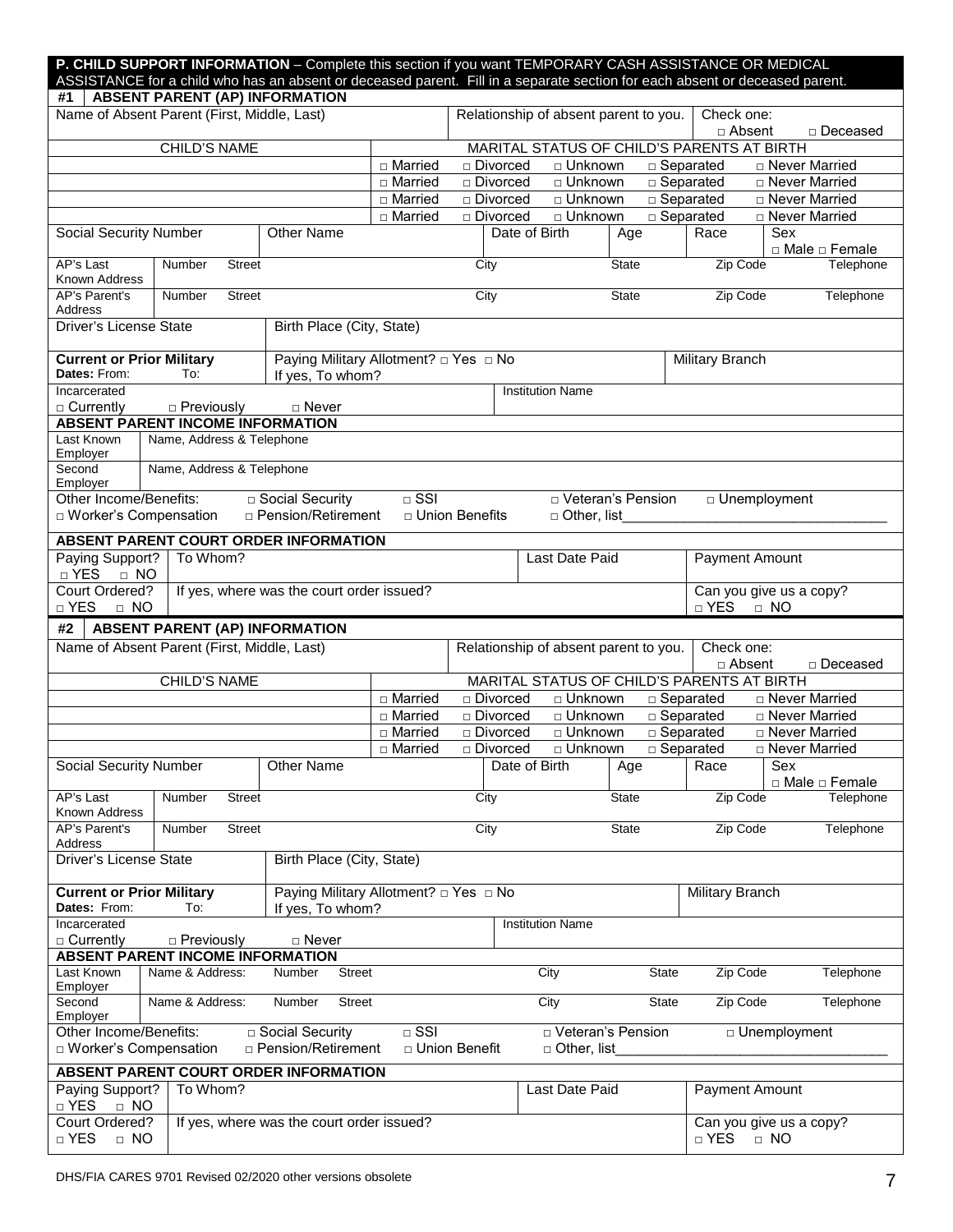**P. CHILD SUPPORT INFORMATION** – Complete this section if you want TEMPORARY CASH ASSISTANCE OR MEDICAL ASSISTANCE for a child who has an absent or deceased parent. Fill in a separate section for each absent or deceased parent.

**#1 ABSENT PARENT (AP) INFORMATION**

| Name of Absent Parent (First, Middle, Last) | Relationship of absent parent to you. | Check one: □ Absent □ Deceased |
|---|---|---|
| | | |

| CHILD'S NAME | MARITAL STATUS OF CHILD'S PARENTS AT BIRTH |
|---|---|
| | □ Married □ Divorced □ Unknown □ Separated □ Never Married |
| | □ Married □ Divorced □ Unknown □ Separated □ Never Married |
| | □ Married □ Divorced □ Unknown □ Separated □ Never Married |
| | □ Married □ Divorced □ Unknown □ Separated □ Never Married |

| Social Security Number | Other Name | Date of Birth | Age | Race | Sex □ Male □ Female |
|---|---|---|---|---|---|
| | | | | | |

| | Number Street | City | State | Zip Code | Telephone |
|---|---|---|---|---|---|
| AP's Last Known Address | | | | | |
| AP's Parent's Address | | | | | |

| Driver's License State | Birth Place (City, State) |
|---|---|
| | |

| **Current or Prior Military** **Dates:** From: To: | Paying Military Allotment? □ Yes □ No If yes, To whom? | Military Branch |
|---|---|---|
| Incarcerated □ Currently □ Previously □ Never | Institution Name | |

**ABSENT PARENT INCOME INFORMATION**

| | Name, Address & Telephone |
|---|---|
| Last Known Employer | |
| Second Employer | |

Other Income/Benefits: □ Social Security □ SSI □ Veteran's Pension □ Unemployment
□ Worker's Compensation □ Pension/Retirement □ Union Benefits □ Other, list__________________________________

**ABSENT PARENT COURT ORDER INFORMATION**

| Paying Support? □ YES □ NO | To Whom? | Last Date Paid | Payment Amount |
|---|---|---|---|
| Court Ordered? □ YES □ NO | If yes, where was the court order issued? | | Can you give us a copy? □ YES □ NO |

**#2 ABSENT PARENT (AP) INFORMATION**

| Name of Absent Parent (First, Middle, Last) | Relationship of absent parent to you. | Check one: □ Absent □ Deceased |
|---|---|---|
| | | |

| CHILD'S NAME | MARITAL STATUS OF CHILD'S PARENTS AT BIRTH |
|---|---|
| | □ Married □ Divorced □ Unknown □ Separated □ Never Married |
| | □ Married □ Divorced □ Unknown □ Separated □ Never Married |
| | □ Married □ Divorced □ Unknown □ Separated □ Never Married |
| | □ Married □ Divorced □ Unknown □ Separated □ Never Married |

| Social Security Number | Other Name | Date of Birth | Age | Race | Sex □ Male □ Female |
|---|---|---|---|---|---|
| | | | | | |

| | Number Street | City | State | Zip Code | Telephone |
|---|---|---|---|---|---|
| AP's Last Known Address | | | | | |
| AP's Parent's Address | | | | | |

| Driver's License State | Birth Place (City, State) |
|---|---|
| | |

| **Current or Prior Military** **Dates:** From: To: | Paying Military Allotment? □ Yes □ No If yes, To whom? | Military Branch |
|---|---|---|
| Incarcerated □ Currently □ Previously □ Never | Institution Name | |

**ABSENT PARENT INCOME INFORMATION**

| | Name & Address: | Number Street | City | State | Zip Code | Telephone |
|---|---|---|---|---|---|---|
| Last Known Employer | | | | | | |
| Second Employer | | | | | | |

Other Income/Benefits: □ Social Security □ SSI □ Veteran's Pension □ Unemployment
□ Worker's Compensation □ Pension/Retirement □ Union Benefit □ Other, list__________________________________

**ABSENT PARENT COURT ORDER INFORMATION**

| Paying Support? □ YES □ NO | To Whom? | Last Date Paid | Payment Amount |
|---|---|---|---|
| Court Ordered? □ YES □ NO | If yes, where was the court order issued? | | Can you give us a copy? □ YES □ NO |

DHS/FIA CARES 9701 Revised 02/2020 other versions obsolete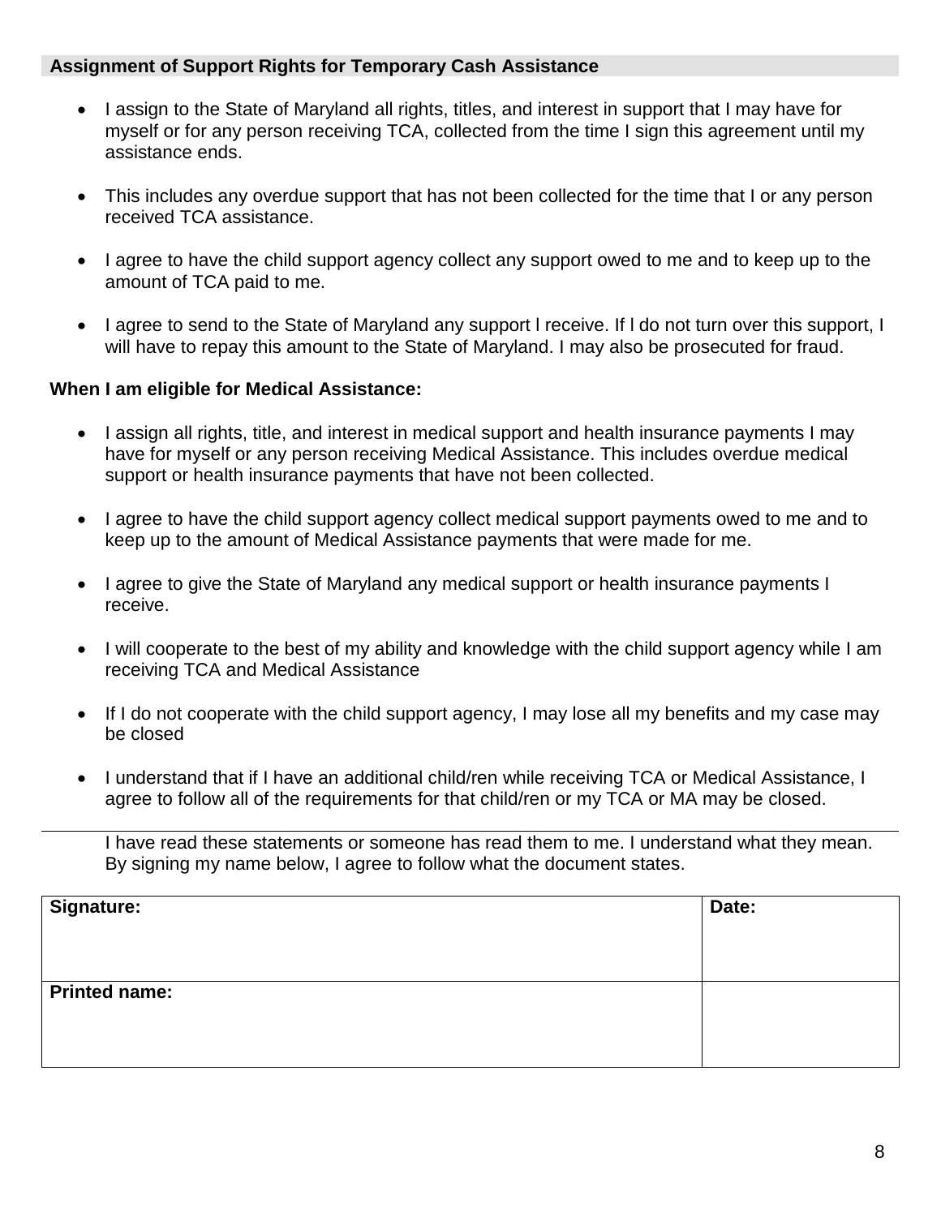## Assignment of Support Rights for Temporary Cash Assistance

- I assign to the State of Maryland all rights, titles, and interest in support that I may have for myself or for any person receiving TCA, collected from the time I sign this agreement until my assistance ends.
- This includes any overdue support that has not been collected for the time that I or any person received TCA assistance.
- I agree to have the child support agency collect any support owed to me and to keep up to the amount of TCA paid to me.
- I agree to send to the State of Maryland any support l receive. If l do not turn over this support, I will have to repay this amount to the State of Maryland. I may also be prosecuted for fraud.

**When I am eligible for Medical Assistance:**

- I assign all rights, title, and interest in medical support and health insurance payments I may have for myself or any person receiving Medical Assistance. This includes overdue medical support or health insurance payments that have not been collected.
- I agree to have the child support agency collect medical support payments owed to me and to keep up to the amount of Medical Assistance payments that were made for me.
- I agree to give the State of Maryland any medical support or health insurance payments I receive.
- I will cooperate to the best of my ability and knowledge with the child support agency while I am receiving TCA and Medical Assistance
- If I do not cooperate with the child support agency, I may lose all my benefits and my case may be closed
- I understand that if I have an additional child/ren while receiving TCA or Medical Assistance, I agree to follow all of the requirements for that child/ren or my TCA or MA may be closed.

---

I have read these statements or someone has read them to me. I understand what they mean. By signing my name below, I agree to follow what the document states.

| **Signature:** | **Date:** |
|---|---|
| **Printed name:** | |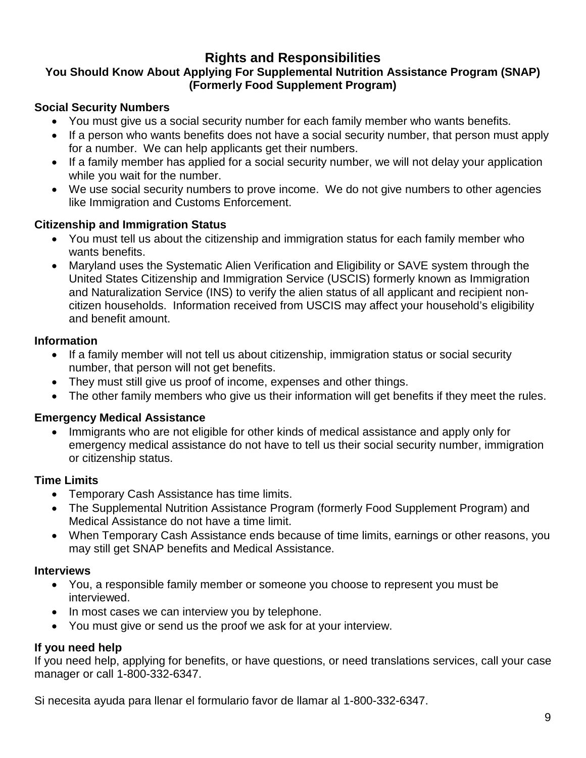# Rights and Responsibilities

## You Should Know About Applying For Supplemental Nutrition Assistance Program (SNAP) (Formerly Food Supplement Program)

### Social Security Numbers

- You must give us a social security number for each family member who wants benefits.
- If a person who wants benefits does not have a social security number, that person must apply for a number. We can help applicants get their numbers.
- If a family member has applied for a social security number, we will not delay your application while you wait for the number.
- We use social security numbers to prove income. We do not give numbers to other agencies like Immigration and Customs Enforcement.

### Citizenship and Immigration Status

- You must tell us about the citizenship and immigration status for each family member who wants benefits.
- Maryland uses the Systematic Alien Verification and Eligibility or SAVE system through the United States Citizenship and Immigration Service (USCIS) formerly known as Immigration and Naturalization Service (INS) to verify the alien status of all applicant and recipient non-citizen households. Information received from USCIS may affect your household's eligibility and benefit amount.

### Information

- If a family member will not tell us about citizenship, immigration status or social security number, that person will not get benefits.
- They must still give us proof of income, expenses and other things.
- The other family members who give us their information will get benefits if they meet the rules.

### Emergency Medical Assistance

- Immigrants who are not eligible for other kinds of medical assistance and apply only for emergency medical assistance do not have to tell us their social security number, immigration or citizenship status.

### Time Limits

- Temporary Cash Assistance has time limits.
- The Supplemental Nutrition Assistance Program (formerly Food Supplement Program) and Medical Assistance do not have a time limit.
- When Temporary Cash Assistance ends because of time limits, earnings or other reasons, you may still get SNAP benefits and Medical Assistance.

### Interviews

- You, a responsible family member or someone you choose to represent you must be interviewed.
- In most cases we can interview you by telephone.
- You must give or send us the proof we ask for at your interview.

### If you need help

If you need help, applying for benefits, or have questions, or need translations services, call your case manager or call 1-800-332-6347.

Si necesita ayuda para llenar el formulario favor de llamar al 1-800-332-6347.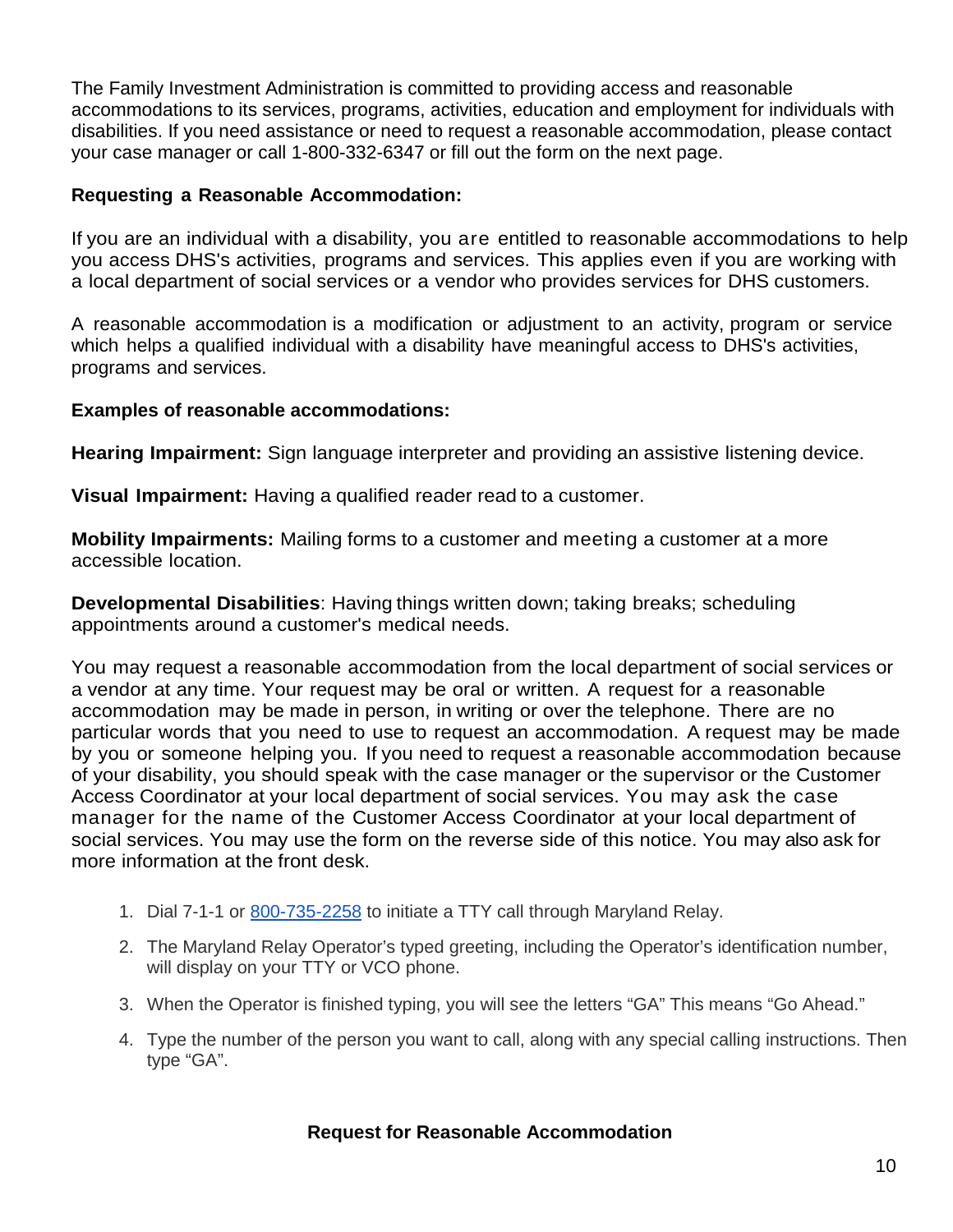The Family Investment Administration is committed to providing access and reasonable accommodations to its services, programs, activities, education and employment for individuals with disabilities. If you need assistance or need to request a reasonable accommodation, please contact your case manager or call 1-800-332-6347 or fill out the form on the next page.

**Requesting a Reasonable Accommodation:**

If you are an individual with a disability, you are entitled to reasonable accommodations to help you access DHS's activities, programs and services. This applies even if you are working with a local department of social services or a vendor who provides services for DHS customers.

A reasonable accommodation is a modification or adjustment to an activity, program or service which helps a qualified individual with a disability have meaningful access to DHS's activities, programs and services.

**Examples of reasonable accommodations:**

**Hearing Impairment:** Sign language interpreter and providing an assistive listening device.

**Visual Impairment:** Having a qualified reader read to a customer.

**Mobility Impairments:** Mailing forms to a customer and meeting a customer at a more accessible location.

**Developmental Disabilities**: Having things written down; taking breaks; scheduling appointments around a customer's medical needs.

You may request a reasonable accommodation from the local department of social services or a vendor at any time. Your request may be oral or written. A request for a reasonable accommodation may be made in person, in writing or over the telephone. There are no particular words that you need to use to request an accommodation. A request may be made by you or someone helping you. If you need to request a reasonable accommodation because of your disability, you should speak with the case manager or the supervisor or the Customer Access Coordinator at your local department of social services. You may ask the case manager for the name of the Customer Access Coordinator at your local department of social services. You may use the form on the reverse side of this notice. You may also ask for more information at the front desk.

1. Dial 7-1-1 or 800-735-2258 to initiate a TTY call through Maryland Relay.
2. The Maryland Relay Operator's typed greeting, including the Operator's identification number, will display on your TTY or VCO phone.
3. When the Operator is finished typing, you will see the letters "GA" This means "Go Ahead."
4. Type the number of the person you want to call, along with any special calling instructions. Then type "GA".

**Request for Reasonable Accommodation**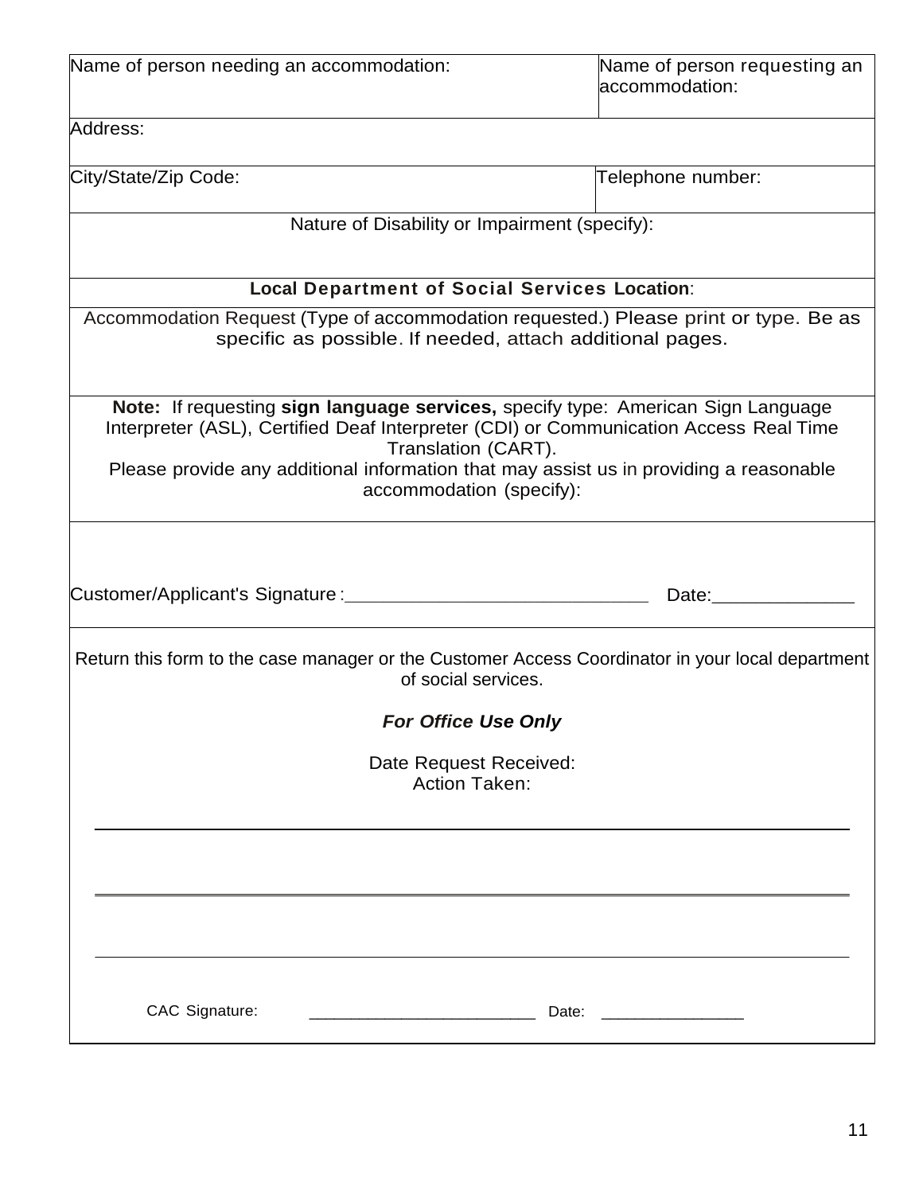| Name of person needing an accommodation: | Name of person requesting an accommodation: |
|---|---|
| Address: | |
| City/State/Zip Code: | Telephone number: |

Nature of Disability or Impairment (specify):

**Local Department of Social Services Location**:

Accommodation Request (Type of accommodation requested.) Please print or type. Be as specific as possible. If needed, attach additional pages.

**Note:** If requesting **sign language services,** specify type: American Sign Language Interpreter (ASL), Certified Deaf Interpreter (CDI) or Communication Access Real Time Translation (CART).

Please provide any additional information that may assist us in providing a reasonable accommodation (specify):

Customer/Applicant's Signature:______________________________ Date:______________

Return this form to the case manager or the Customer Access Coordinator in your local department of social services.

***For Office Use Only***

Date Request Received:

Action Taken:

______________________________________________________________________________

______________________________________________________________________________

______________________________________________________________________________

CAC Signature: __________________________ Date: ________________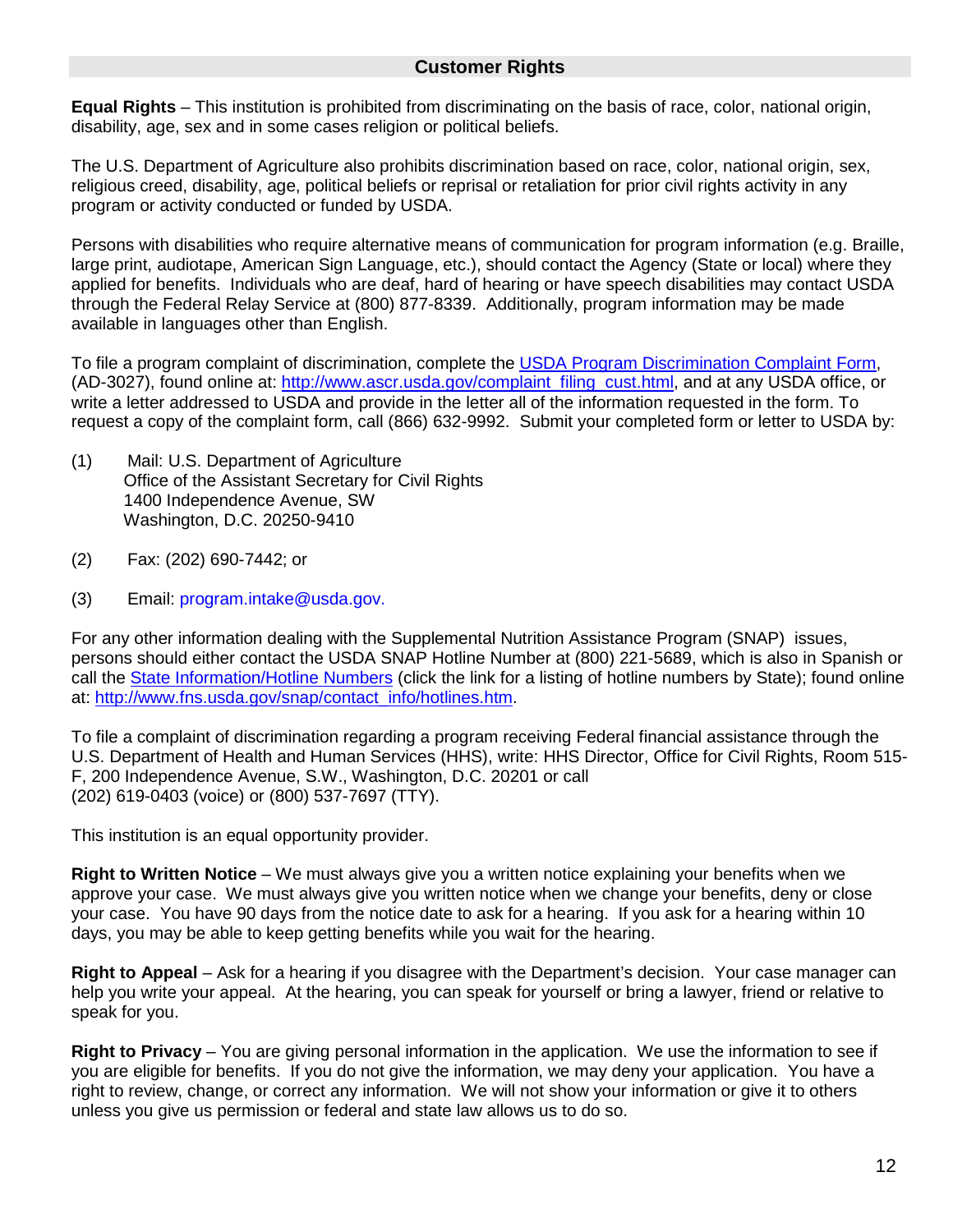## Customer Rights

**Equal Rights** – This institution is prohibited from discriminating on the basis of race, color, national origin, disability, age, sex and in some cases religion or political beliefs.

The U.S. Department of Agriculture also prohibits discrimination based on race, color, national origin, sex, religious creed, disability, age, political beliefs or reprisal or retaliation for prior civil rights activity in any program or activity conducted or funded by USDA.

Persons with disabilities who require alternative means of communication for program information (e.g. Braille, large print, audiotape, American Sign Language, etc.), should contact the Agency (State or local) where they applied for benefits. Individuals who are deaf, hard of hearing or have speech disabilities may contact USDA through the Federal Relay Service at (800) 877-8339. Additionally, program information may be made available in languages other than English.

To file a program complaint of discrimination, complete the [USDA Program Discrimination Complaint Form](http://www.ascr.usda.gov/complaint_filing_cust.html), (AD-3027), found online at: http://www.ascr.usda.gov/complaint_filing_cust.html, and at any USDA office, or write a letter addressed to USDA and provide in the letter all of the information requested in the form. To request a copy of the complaint form, call (866) 632-9992. Submit your completed form or letter to USDA by:

(1) Mail: U.S. Department of Agriculture
Office of the Assistant Secretary for Civil Rights
1400 Independence Avenue, SW
Washington, D.C. 20250-9410

(2) Fax: (202) 690-7442; or

(3) Email: program.intake@usda.gov.

For any other information dealing with the Supplemental Nutrition Assistance Program (SNAP) issues, persons should either contact the USDA SNAP Hotline Number at (800) 221-5689, which is also in Spanish or call the [State Information/Hotline Numbers](http://www.fns.usda.gov/snap/contact_info/hotlines.htm) (click the link for a listing of hotline numbers by State); found online at: http://www.fns.usda.gov/snap/contact_info/hotlines.htm.

To file a complaint of discrimination regarding a program receiving Federal financial assistance through the U.S. Department of Health and Human Services (HHS), write: HHS Director, Office for Civil Rights, Room 515-F, 200 Independence Avenue, S.W., Washington, D.C. 20201 or call
(202) 619-0403 (voice) or (800) 537-7697 (TTY).

This institution is an equal opportunity provider.

**Right to Written Notice** – We must always give you a written notice explaining your benefits when we approve your case. We must always give you written notice when we change your benefits, deny or close your case. You have 90 days from the notice date to ask for a hearing. If you ask for a hearing within 10 days, you may be able to keep getting benefits while you wait for the hearing.

**Right to Appeal** – Ask for a hearing if you disagree with the Department's decision. Your case manager can help you write your appeal. At the hearing, you can speak for yourself or bring a lawyer, friend or relative to speak for you.

**Right to Privacy** – You are giving personal information in the application. We use the information to see if you are eligible for benefits. If you do not give the information, we may deny your application. You have a right to review, change, or correct any information. We will not show your information or give it to others unless you give us permission or federal and state law allows us to do so.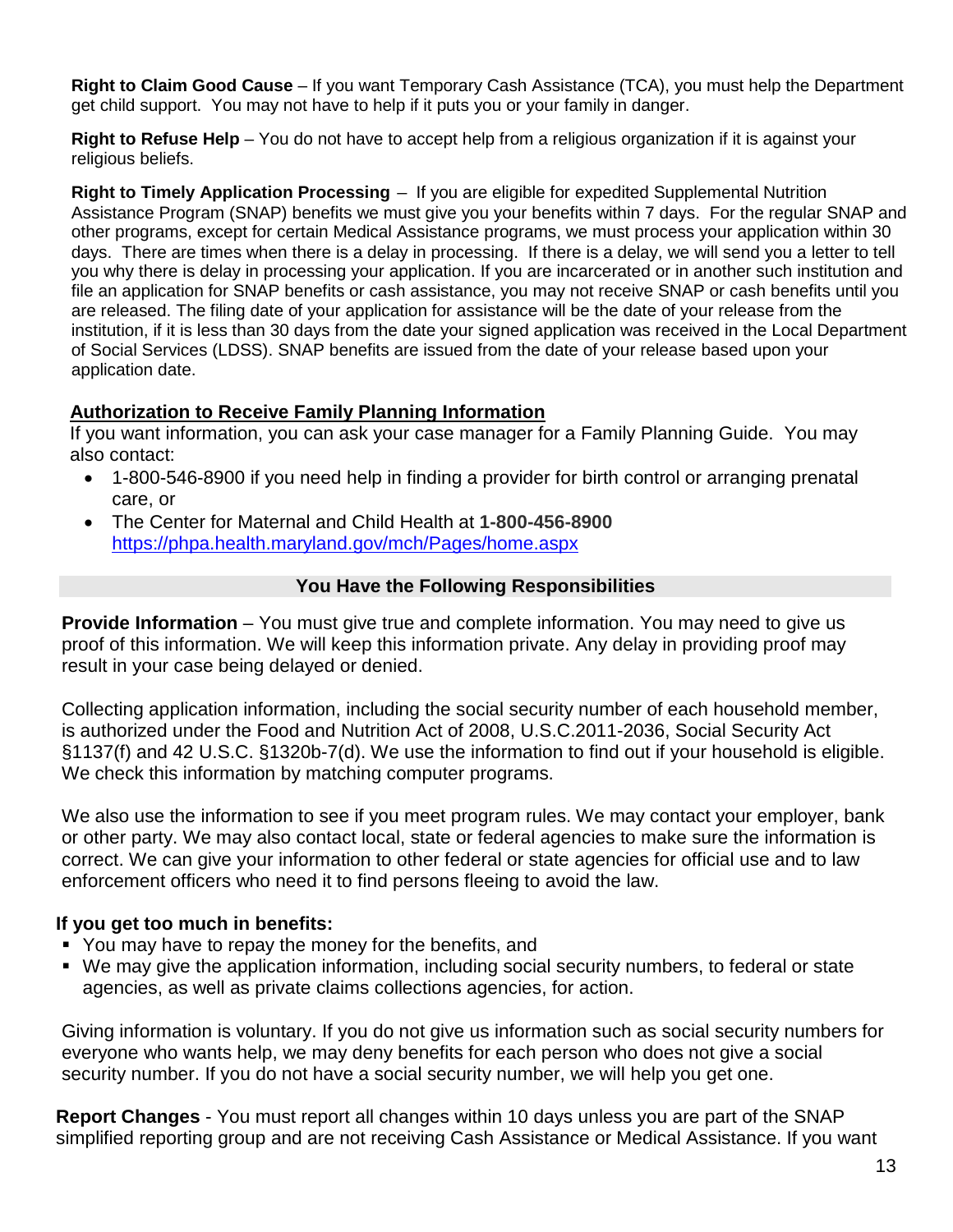**Right to Claim Good Cause** – If you want Temporary Cash Assistance (TCA), you must help the Department get child support. You may not have to help if it puts you or your family in danger.

**Right to Refuse Help** – You do not have to accept help from a religious organization if it is against your religious beliefs.

**Right to Timely Application Processing** – If you are eligible for expedited Supplemental Nutrition Assistance Program (SNAP) benefits we must give you your benefits within 7 days. For the regular SNAP and other programs, except for certain Medical Assistance programs, we must process your application within 30 days. There are times when there is a delay in processing. If there is a delay, we will send you a letter to tell you why there is delay in processing your application. If you are incarcerated or in another such institution and file an application for SNAP benefits or cash assistance, you may not receive SNAP or cash benefits until you are released. The filing date of your application for assistance will be the date of your release from the institution, if it is less than 30 days from the date your signed application was received in the Local Department of Social Services (LDSS). SNAP benefits are issued from the date of your release based upon your application date.

**Authorization to Receive Family Planning Information**

If you want information, you can ask your case manager for a Family Planning Guide. You may also contact:

- 1-800-546-8900 if you need help in finding a provider for birth control or arranging prenatal care, or
- The Center for Maternal and Child Health at **1-800-456-8900** https://phpa.health.maryland.gov/mch/Pages/home.aspx

## You Have the Following Responsibilities

**Provide Information** – You must give true and complete information. You may need to give us proof of this information. We will keep this information private. Any delay in providing proof may result in your case being delayed or denied.

Collecting application information, including the social security number of each household member, is authorized under the Food and Nutrition Act of 2008, U.S.C.2011-2036, Social Security Act §1137(f) and 42 U.S.C. §1320b-7(d). We use the information to find out if your household is eligible. We check this information by matching computer programs.

We also use the information to see if you meet program rules. We may contact your employer, bank or other party. We may also contact local, state or federal agencies to make sure the information is correct. We can give your information to other federal or state agencies for official use and to law enforcement officers who need it to find persons fleeing to avoid the law.

**If you get too much in benefits:**

- You may have to repay the money for the benefits, and
- We may give the application information, including social security numbers, to federal or state agencies, as well as private claims collections agencies, for action.

Giving information is voluntary. If you do not give us information such as social security numbers for everyone who wants help, we may deny benefits for each person who does not give a social security number. If you do not have a social security number, we will help you get one.

**Report Changes** - You must report all changes within 10 days unless you are part of the SNAP simplified reporting group and are not receiving Cash Assistance or Medical Assistance. If you want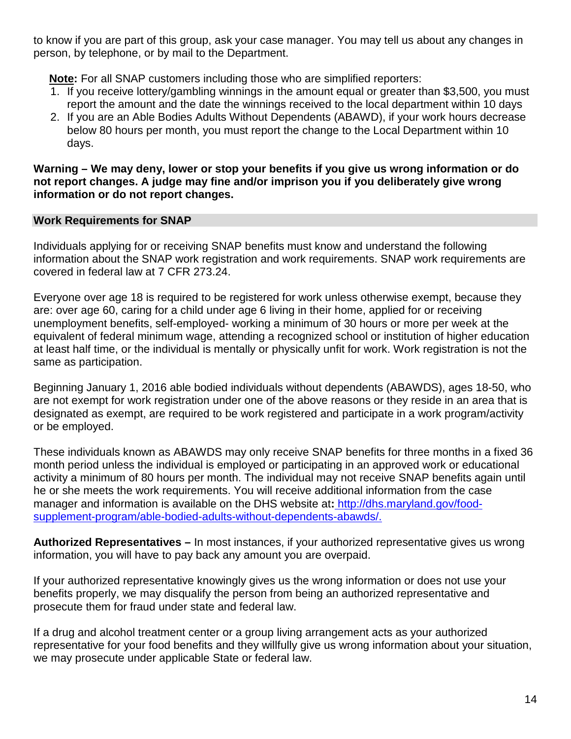to know if you are part of this group, ask your case manager. You may tell us about any changes in person, by telephone, or by mail to the Department.

**Note:** For all SNAP customers including those who are simplified reporters:

1. If you receive lottery/gambling winnings in the amount equal or greater than $3,500, you must report the amount and the date the winnings received to the local department within 10 days
2. If you are an Able Bodies Adults Without Dependents (ABAWD), if your work hours decrease below 80 hours per month, you must report the change to the Local Department within 10 days.

**Warning – We may deny, lower or stop your benefits if you give us wrong information or do not report changes. A judge may fine and/or imprison you if you deliberately give wrong information or do not report changes.**

## Work Requirements for SNAP

Individuals applying for or receiving SNAP benefits must know and understand the following information about the SNAP work registration and work requirements. SNAP work requirements are covered in federal law at 7 CFR 273.24.

Everyone over age 18 is required to be registered for work unless otherwise exempt, because they are: over age 60, caring for a child under age 6 living in their home, applied for or receiving unemployment benefits, self-employed- working a minimum of 30 hours or more per week at the equivalent of federal minimum wage, attending a recognized school or institution of higher education at least half time, or the individual is mentally or physically unfit for work. Work registration is not the same as participation.

Beginning January 1, 2016 able bodied individuals without dependents (ABAWDS), ages 18-50, who are not exempt for work registration under one of the above reasons or they reside in an area that is designated as exempt, are required to be work registered and participate in a work program/activity or be employed.

These individuals known as ABAWDS may only receive SNAP benefits for three months in a fixed 36 month period unless the individual is employed or participating in an approved work or educational activity a minimum of 80 hours per month. The individual may not receive SNAP benefits again until he or she meets the work requirements. You will receive additional information from the case manager and information is available on the DHS website at**:** http://dhs.maryland.gov/food-supplement-program/able-bodied-adults-without-dependents-abawds/.

**Authorized Representatives –** In most instances, if your authorized representative gives us wrong information, you will have to pay back any amount you are overpaid.

If your authorized representative knowingly gives us the wrong information or does not use your benefits properly, we may disqualify the person from being an authorized representative and prosecute them for fraud under state and federal law.

If a drug and alcohol treatment center or a group living arrangement acts as your authorized representative for your food benefits and they willfully give us wrong information about your situation, we may prosecute under applicable State or federal law.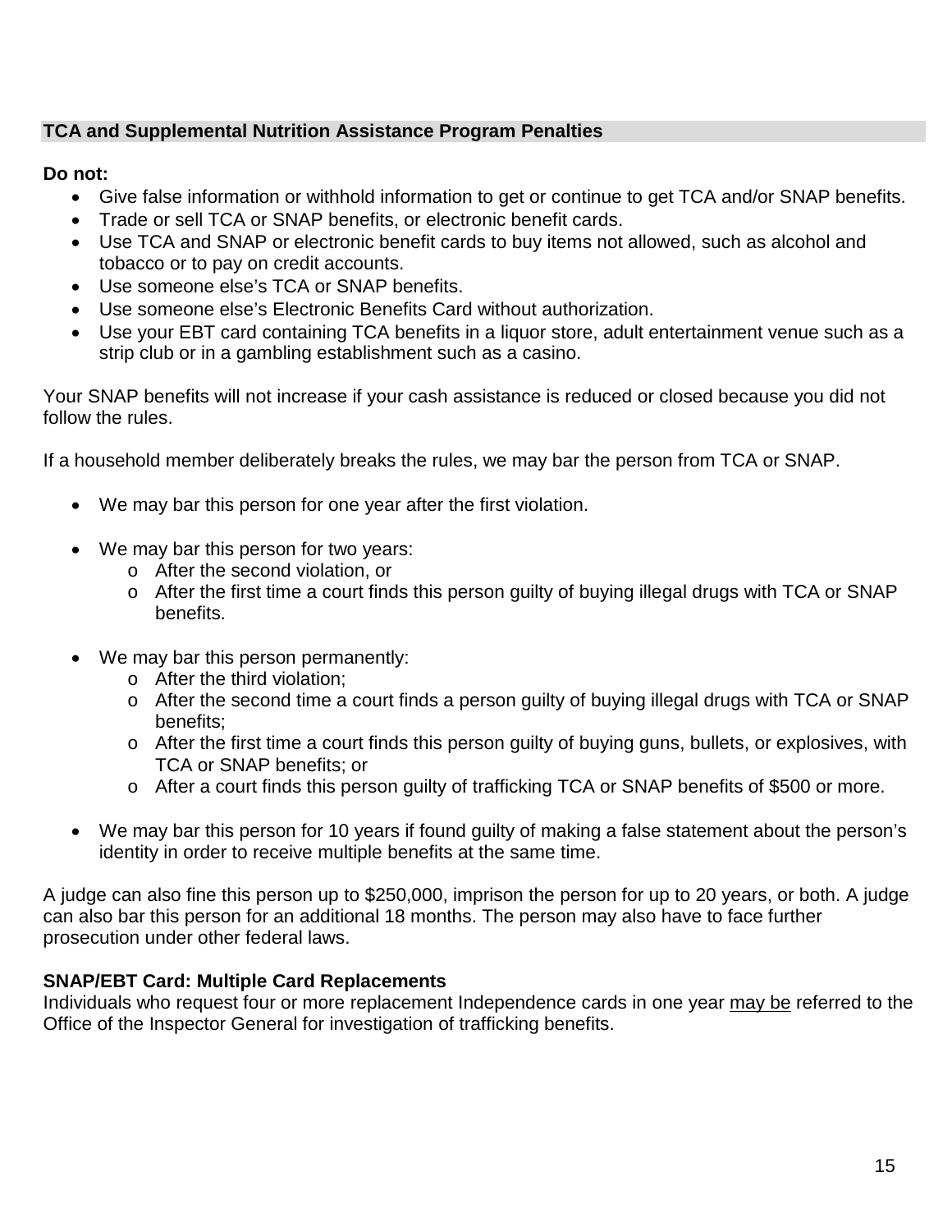## TCA and Supplemental Nutrition Assistance Program Penalties

**Do not:**

- Give false information or withhold information to get or continue to get TCA and/or SNAP benefits.
- Trade or sell TCA or SNAP benefits, or electronic benefit cards.
- Use TCA and SNAP or electronic benefit cards to buy items not allowed, such as alcohol and tobacco or to pay on credit accounts.
- Use someone else's TCA or SNAP benefits.
- Use someone else's Electronic Benefits Card without authorization.
- Use your EBT card containing TCA benefits in a liquor store, adult entertainment venue such as a strip club or in a gambling establishment such as a casino.

Your SNAP benefits will not increase if your cash assistance is reduced or closed because you did not follow the rules.

If a household member deliberately breaks the rules, we may bar the person from TCA or SNAP.

- We may bar this person for one year after the first violation.
- We may bar this person for two years:
  - After the second violation, or
  - After the first time a court finds this person guilty of buying illegal drugs with TCA or SNAP benefits.
- We may bar this person permanently:
  - After the third violation;
  - After the second time a court finds a person guilty of buying illegal drugs with TCA or SNAP benefits;
  - After the first time a court finds this person guilty of buying guns, bullets, or explosives, with TCA or SNAP benefits; or
  - After a court finds this person guilty of trafficking TCA or SNAP benefits of $500 or more.
- We may bar this person for 10 years if found guilty of making a false statement about the person's identity in order to receive multiple benefits at the same time.

A judge can also fine this person up to $250,000, imprison the person for up to 20 years, or both. A judge can also bar this person for an additional 18 months. The person may also have to face further prosecution under other federal laws.

**SNAP/EBT Card: Multiple Card Replacements**

Individuals who request four or more replacement Independence cards in one year <u>may be</u> referred to the Office of the Inspector General for investigation of trafficking benefits.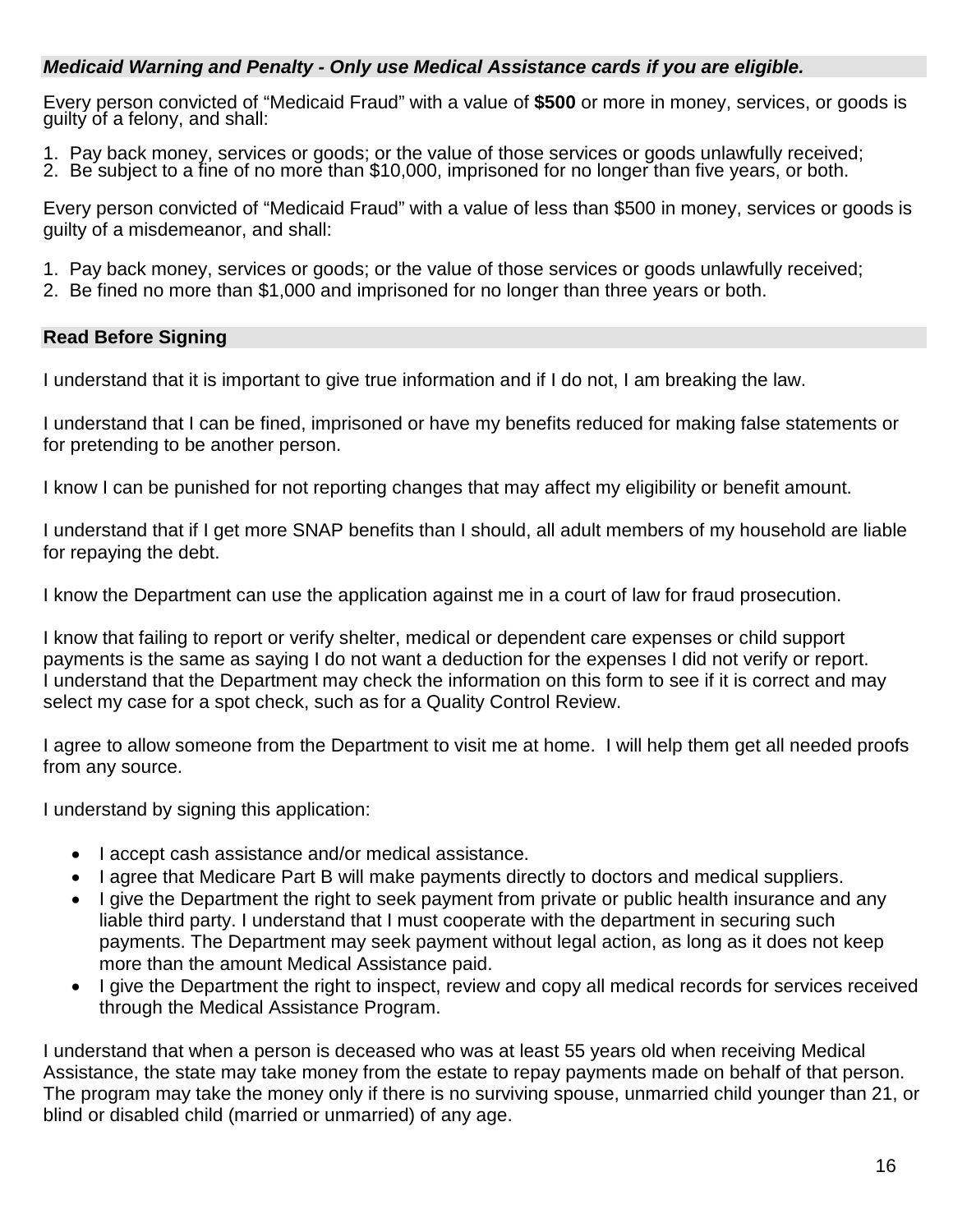### *Medicaid Warning and Penalty - Only use Medical Assistance cards if you are eligible.*

Every person convicted of "Medicaid Fraud" with a value of **$500** or more in money, services, or goods is guilty of a felony, and shall:

1. Pay back money, services or goods; or the value of those services or goods unlawfully received;
2. Be subject to a fine of no more than $10,000, imprisoned for no longer than five years, or both.

Every person convicted of "Medicaid Fraud" with a value of less than $500 in money, services or goods is guilty of a misdemeanor, and shall:

1. Pay back money, services or goods; or the value of those services or goods unlawfully received;
2. Be fined no more than $1,000 and imprisoned for no longer than three years or both.

### Read Before Signing

I understand that it is important to give true information and if I do not, I am breaking the law.

I understand that I can be fined, imprisoned or have my benefits reduced for making false statements or for pretending to be another person.

I know I can be punished for not reporting changes that may affect my eligibility or benefit amount.

I understand that if I get more SNAP benefits than I should, all adult members of my household are liable for repaying the debt.

I know the Department can use the application against me in a court of law for fraud prosecution.

I know that failing to report or verify shelter, medical or dependent care expenses or child support payments is the same as saying I do not want a deduction for the expenses I did not verify or report. I understand that the Department may check the information on this form to see if it is correct and may select my case for a spot check, such as for a Quality Control Review.

I agree to allow someone from the Department to visit me at home. I will help them get all needed proofs from any source.

I understand by signing this application:

- I accept cash assistance and/or medical assistance.
- I agree that Medicare Part B will make payments directly to doctors and medical suppliers.
- I give the Department the right to seek payment from private or public health insurance and any liable third party. I understand that I must cooperate with the department in securing such payments. The Department may seek payment without legal action, as long as it does not keep more than the amount Medical Assistance paid.
- I give the Department the right to inspect, review and copy all medical records for services received through the Medical Assistance Program.

I understand that when a person is deceased who was at least 55 years old when receiving Medical Assistance, the state may take money from the estate to repay payments made on behalf of that person. The program may take the money only if there is no surviving spouse, unmarried child younger than 21, or blind or disabled child (married or unmarried) of any age.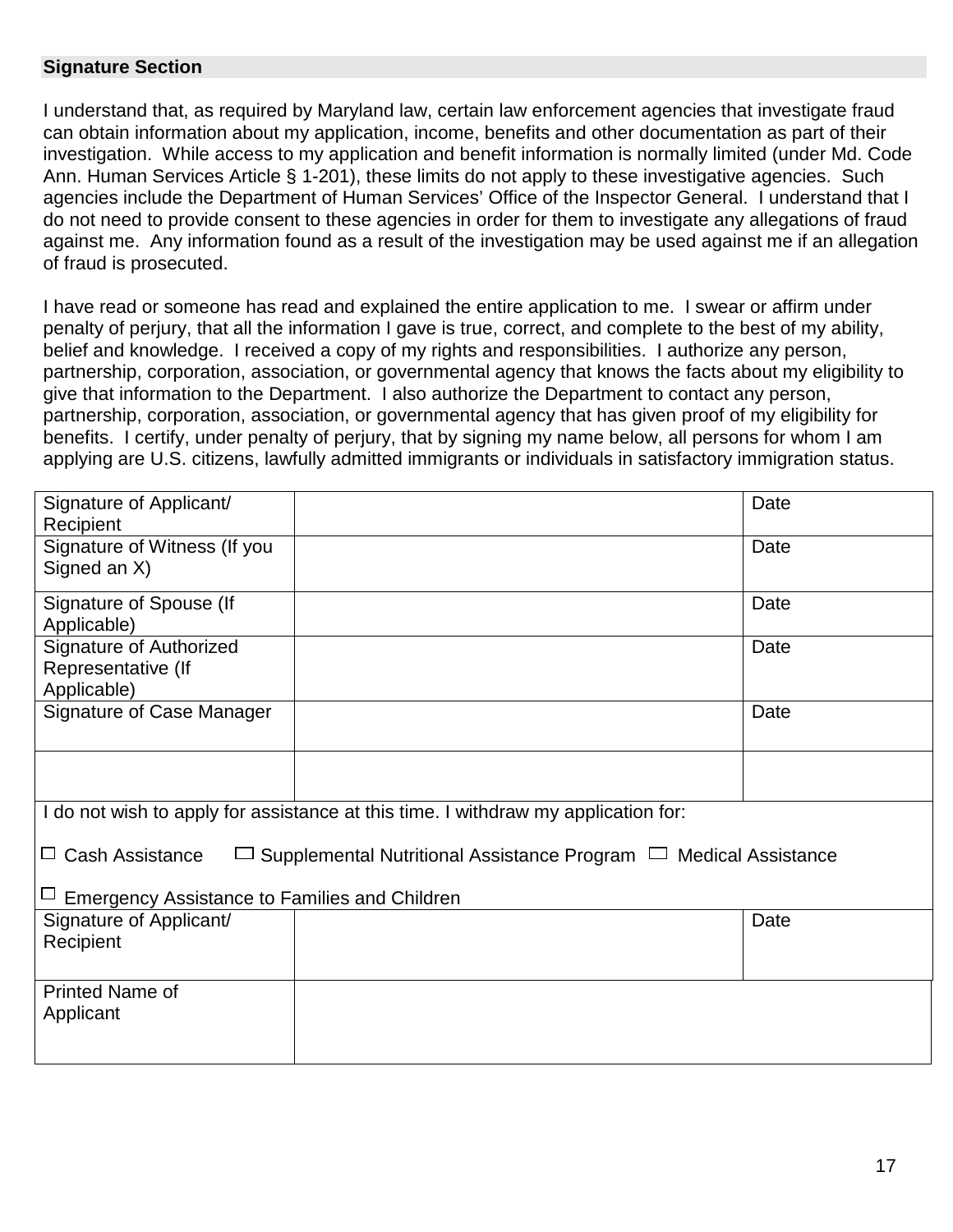**Signature Section**

I understand that, as required by Maryland law, certain law enforcement agencies that investigate fraud can obtain information about my application, income, benefits and other documentation as part of their investigation. While access to my application and benefit information is normally limited (under Md. Code Ann. Human Services Article § 1-201), these limits do not apply to these investigative agencies. Such agencies include the Department of Human Services' Office of the Inspector General. I understand that I do not need to provide consent to these agencies in order for them to investigate any allegations of fraud against me. Any information found as a result of the investigation may be used against me if an allegation of fraud is prosecuted.

I have read or someone has read and explained the entire application to me. I swear or affirm under penalty of perjury, that all the information I gave is true, correct, and complete to the best of my ability, belief and knowledge. I received a copy of my rights and responsibilities. I authorize any person, partnership, corporation, association, or governmental agency that knows the facts about my eligibility to give that information to the Department. I also authorize the Department to contact any person, partnership, corporation, association, or governmental agency that has given proof of my eligibility for benefits. I certify, under penalty of perjury, that by signing my name below, all persons for whom I am applying are U.S. citizens, lawfully admitted immigrants or individuals in satisfactory immigration status.

| | | |
|---|---|---|
| Signature of Applicant/ Recipient | | Date |
| Signature of Witness (If you Signed an X) | | Date |
| Signature of Spouse (If Applicable) | | Date |
| Signature of Authorized Representative (If Applicable) | | Date |
| Signature of Case Manager | | Date |
| | | |

I do not wish to apply for assistance at this time. I withdraw my application for:

☐ Cash Assistance ☐ Supplemental Nutritional Assistance Program ☐ Medical Assistance

☐ Emergency Assistance to Families and Children

| | | |
|---|---|---|
| Signature of Applicant/ Recipient | | Date |
| Printed Name of Applicant | | |